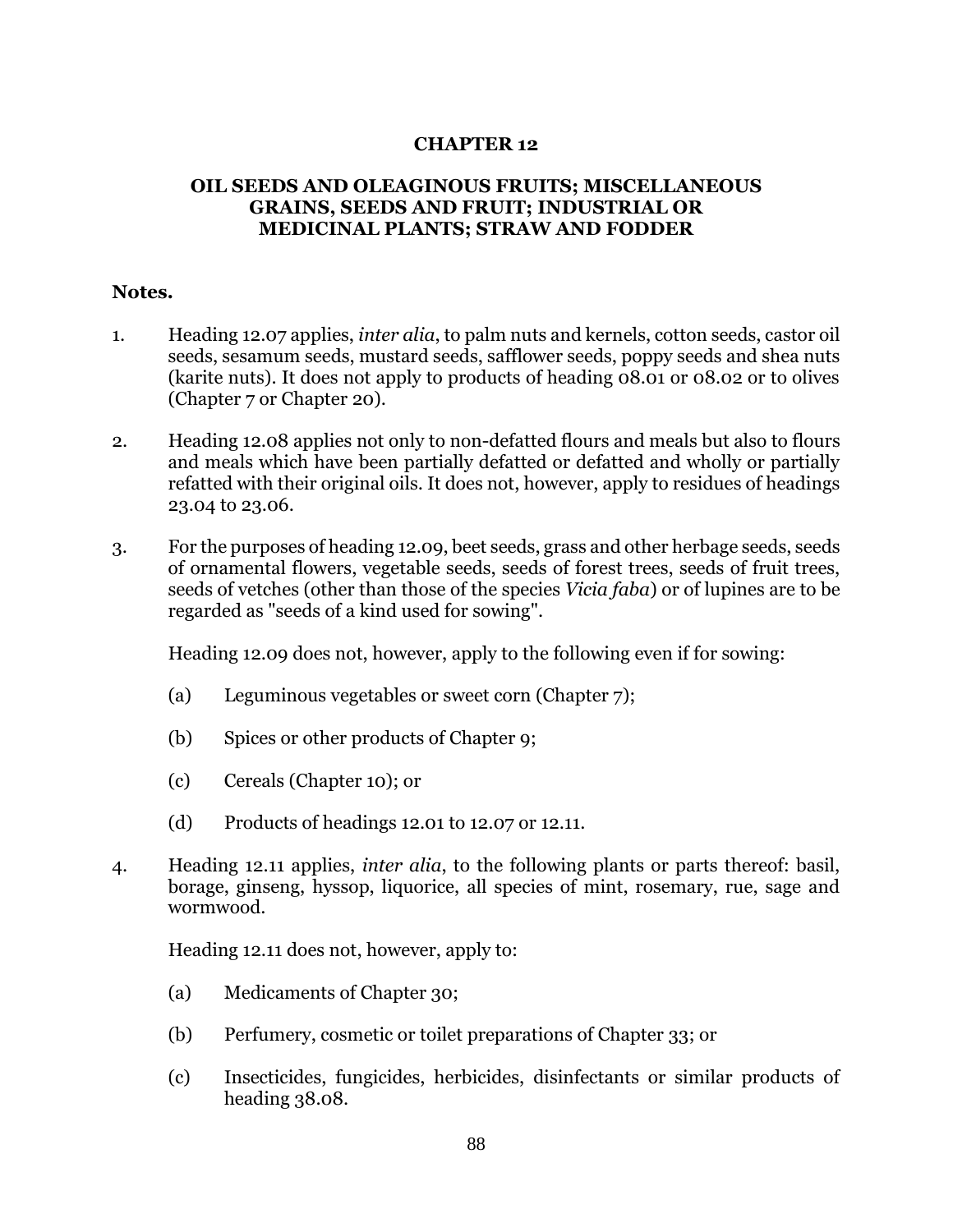# CHAPTER 12

## OIL SEEDS AND OLEAGINOUS FRUITS; MISCELLANEOUS GRAINS, SEEDS AND FRUIT; INDUSTRIAL OR MEDICINAL PLANTS; STRAW AND FODDER

**Notes.**

1. Heading 12.07 applies, *inter alia*, to palm nuts and kernels, cotton seeds, castor oil seeds, sesamum seeds, mustard seeds, safflower seeds, poppy seeds and shea nuts (karite nuts). It does not apply to products of heading 08.01 or 08.02 or to olives (Chapter 7 or Chapter 20).

2. Heading 12.08 applies not only to non-defatted flours and meals but also to flours and meals which have been partially defatted or defatted and wholly or partially refatted with their original oils. It does not, however, apply to residues of headings 23.04 to 23.06.

3. For the purposes of heading 12.09, beet seeds, grass and other herbage seeds, seeds of ornamental flowers, vegetable seeds, seeds of forest trees, seeds of fruit trees, seeds of vetches (other than those of the species *Vicia faba*) or of lupines are to be regarded as "seeds of a kind used for sowing".

   Heading 12.09 does not, however, apply to the following even if for sowing:

   (a) Leguminous vegetables or sweet corn (Chapter 7);

   (b) Spices or other products of Chapter 9;

   (c) Cereals (Chapter 10); or

   (d) Products of headings 12.01 to 12.07 or 12.11.

4. Heading 12.11 applies, *inter alia*, to the following plants or parts thereof: basil, borage, ginseng, hyssop, liquorice, all species of mint, rosemary, rue, sage and wormwood.

   Heading 12.11 does not, however, apply to:

   (a) Medicaments of Chapter 30;

   (b) Perfumery, cosmetic or toilet preparations of Chapter 33; or

   (c) Insecticides, fungicides, herbicides, disinfectants or similar products of heading 38.08.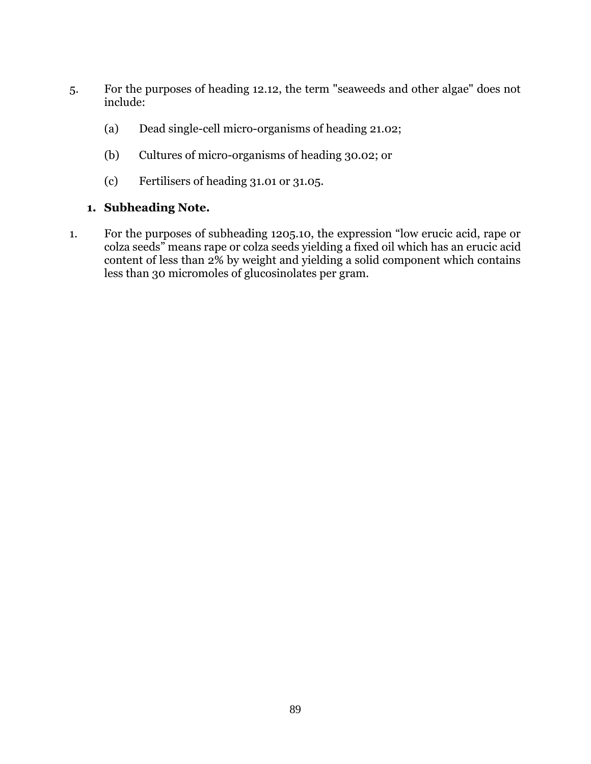5. For the purposes of heading 12.12, the term "seaweeds and other algae" does not include:

   (a) Dead single-cell micro-organisms of heading 21.02;

   (b) Cultures of micro-organisms of heading 30.02; or

   (c) Fertilisers of heading 31.01 or 31.05.

### 1. Subheading Note.

1. For the purposes of subheading 1205.10, the expression “low erucic acid, rape or colza seeds” means rape or colza seeds yielding a fixed oil which has an erucic acid content of less than 2% by weight and yielding a solid component which contains less than 30 micromoles of glucosinolates per gram.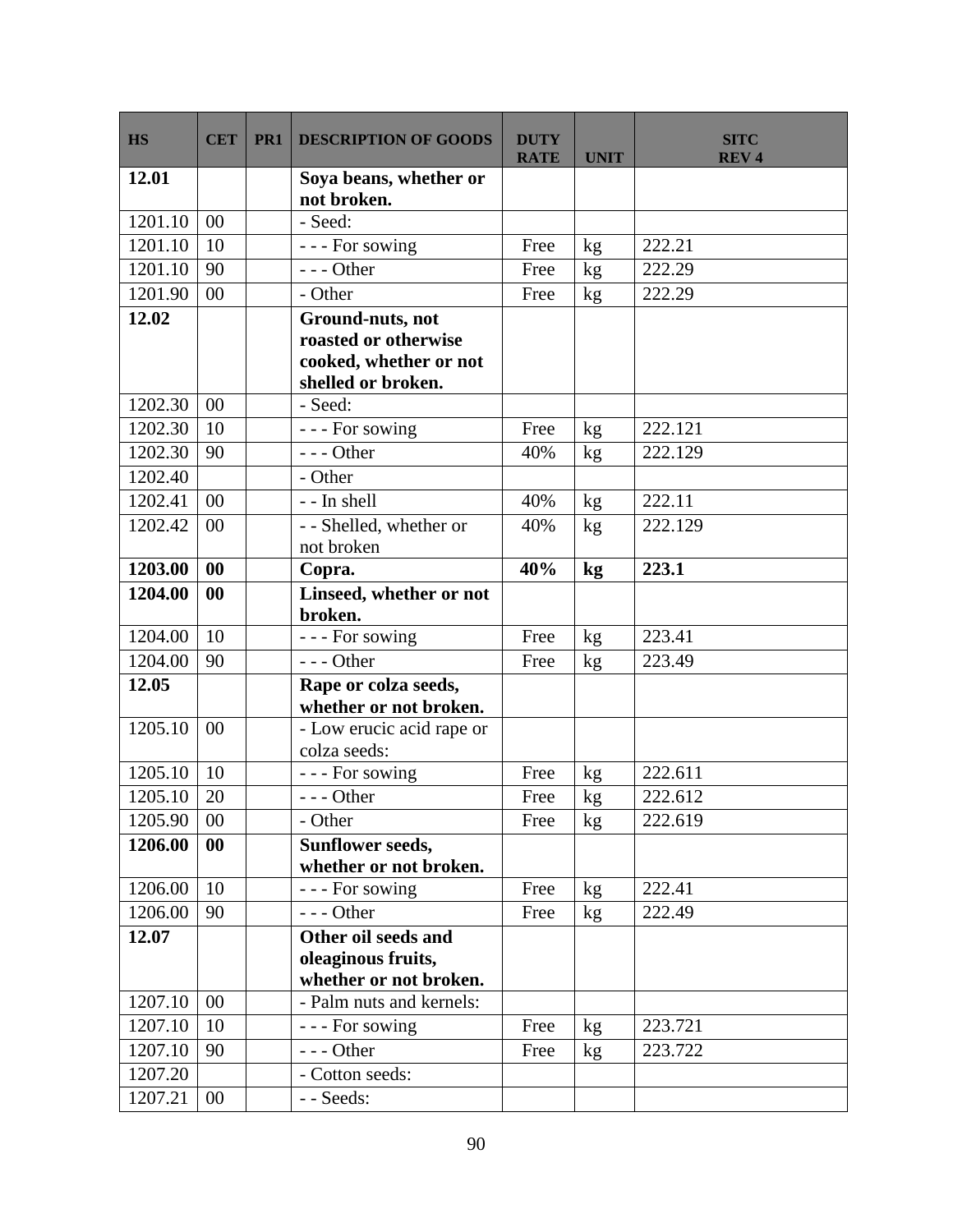| HS | CET | PR1 | DESCRIPTION OF GOODS | DUTY RATE | UNIT | SITC REV 4 |
|---|---|---|---|---|---|---|
| **12.01** | | | **Soya beans, whether or not broken.** | | | |
| 1201.10 | 00 | | - Seed: | | | |
| 1201.10 | 10 | | - - - For sowing | Free | kg | 222.21 |
| 1201.10 | 90 | | - - - Other | Free | kg | 222.29 |
| 1201.90 | 00 | | - Other | Free | kg | 222.29 |
| **12.02** | | | **Ground-nuts, not roasted or otherwise cooked, whether or not shelled or broken.** | | | |
| 1202.30 | 00 | | - Seed: | | | |
| 1202.30 | 10 | | - - - For sowing | Free | kg | 222.121 |
| 1202.30 | 90 | | - - - Other | 40% | kg | 222.129 |
| 1202.40 | | | - Other | | | |
| 1202.41 | 00 | | - - In shell | 40% | kg | 222.11 |
| 1202.42 | 00 | | - - Shelled, whether or not broken | 40% | kg | 222.129 |
| **1203.00** | **00** | | **Copra.** | **40%** | **kg** | **223.1** |
| **1204.00** | **00** | | **Linseed, whether or not broken.** | | | |
| 1204.00 | 10 | | - - - For sowing | Free | kg | 223.41 |
| 1204.00 | 90 | | - - - Other | Free | kg | 223.49 |
| **12.05** | | | **Rape or colza seeds, whether or not broken.** | | | |
| 1205.10 | 00 | | - Low erucic acid rape or colza seeds: | | | |
| 1205.10 | 10 | | - - - For sowing | Free | kg | 222.611 |
| 1205.10 | 20 | | - - - Other | Free | kg | 222.612 |
| 1205.90 | 00 | | - Other | Free | kg | 222.619 |
| **1206.00** | **00** | | **Sunflower seeds, whether or not broken.** | | | |
| 1206.00 | 10 | | - - - For sowing | Free | kg | 222.41 |
| 1206.00 | 90 | | - - - Other | Free | kg | 222.49 |
| **12.07** | | | **Other oil seeds and oleaginous fruits, whether or not broken.** | | | |
| 1207.10 | 00 | | - Palm nuts and kernels: | | | |
| 1207.10 | 10 | | - - - For sowing | Free | kg | 223.721 |
| 1207.10 | 90 | | - - - Other | Free | kg | 223.722 |
| 1207.20 | | | - Cotton seeds: | | | |
| 1207.21 | 00 | | - - Seeds: | | | |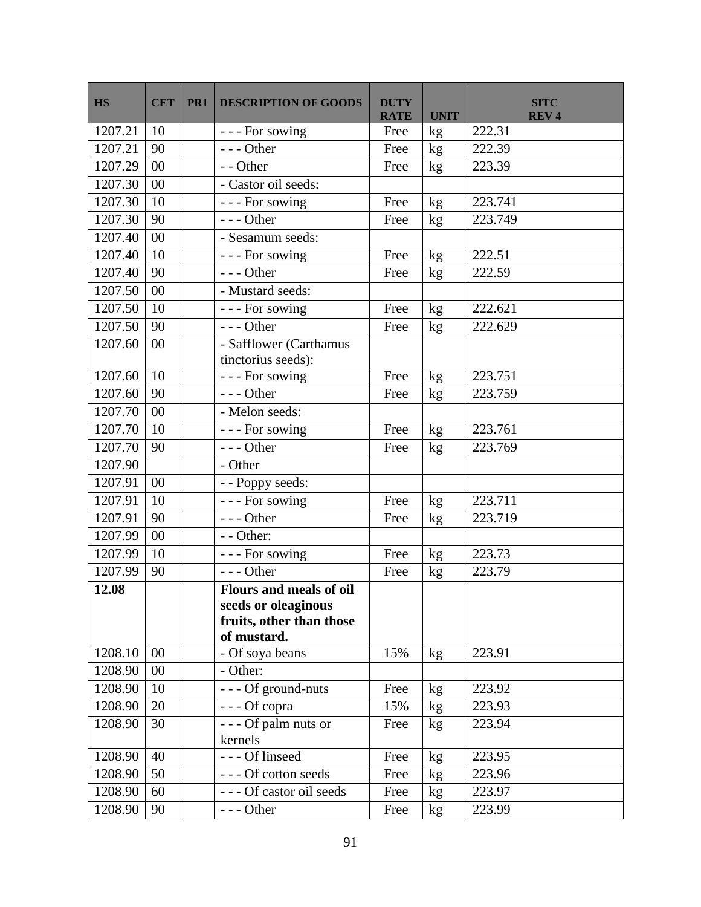| HS | CET | PR1 | DESCRIPTION OF GOODS | DUTY RATE | UNIT | SITC REV 4 |
|---|---|---|---|---|---|---|
| 1207.21 | 10 | | - - - For sowing | Free | kg | 222.31 |
| 1207.21 | 90 | | - - - Other | Free | kg | 222.39 |
| 1207.29 | 00 | | - - Other | Free | kg | 223.39 |
| 1207.30 | 00 | | - Castor oil seeds: | | | |
| 1207.30 | 10 | | - - - For sowing | Free | kg | 223.741 |
| 1207.30 | 90 | | - - - Other | Free | kg | 223.749 |
| 1207.40 | 00 | | - Sesamum seeds: | | | |
| 1207.40 | 10 | | - - - For sowing | Free | kg | 222.51 |
| 1207.40 | 90 | | - - - Other | Free | kg | 222.59 |
| 1207.50 | 00 | | - Mustard seeds: | | | |
| 1207.50 | 10 | | - - - For sowing | Free | kg | 222.621 |
| 1207.50 | 90 | | - - - Other | Free | kg | 222.629 |
| 1207.60 | 00 | | - Safflower (Carthamus tinctorius seeds): | | | |
| 1207.60 | 10 | | - - - For sowing | Free | kg | 223.751 |
| 1207.60 | 90 | | - - - Other | Free | kg | 223.759 |
| 1207.70 | 00 | | - Melon seeds: | | | |
| 1207.70 | 10 | | - - - For sowing | Free | kg | 223.761 |
| 1207.70 | 90 | | - - - Other | Free | kg | 223.769 |
| 1207.90 | | | - Other | | | |
| 1207.91 | 00 | | - - Poppy seeds: | | | |
| 1207.91 | 10 | | - - - For sowing | Free | kg | 223.711 |
| 1207.91 | 90 | | - - - Other | Free | kg | 223.719 |
| 1207.99 | 00 | | - - Other: | | | |
| 1207.99 | 10 | | - - - For sowing | Free | kg | 223.73 |
| 1207.99 | 90 | | - - - Other | Free | kg | 223.79 |
| **12.08** | | | **Flours and meals of oil seeds or oleaginous fruits, other than those of mustard.** | | | |
| 1208.10 | 00 | | - Of soya beans | 15% | kg | 223.91 |
| 1208.90 | 00 | | - Other: | | | |
| 1208.90 | 10 | | - - - Of ground-nuts | Free | kg | 223.92 |
| 1208.90 | 20 | | - - - Of copra | 15% | kg | 223.93 |
| 1208.90 | 30 | | - - - Of palm nuts or kernels | Free | kg | 223.94 |
| 1208.90 | 40 | | - - - Of linseed | Free | kg | 223.95 |
| 1208.90 | 50 | | - - - Of cotton seeds | Free | kg | 223.96 |
| 1208.90 | 60 | | - - - Of castor oil seeds | Free | kg | 223.97 |
| 1208.90 | 90 | | - - - Other | Free | kg | 223.99 |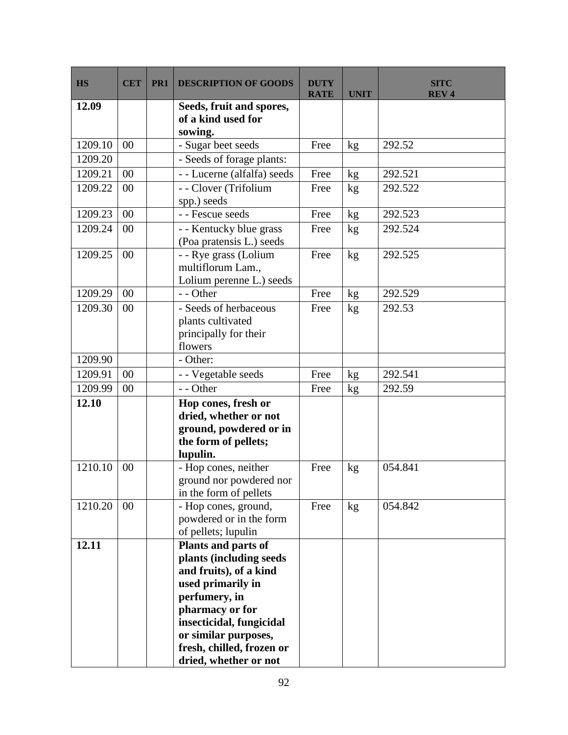| HS | CET | PR1 | DESCRIPTION OF GOODS | DUTY RATE | UNIT | SITC REV 4 |
|---|---|---|---|---|---|---|
| **12.09** | | | **Seeds, fruit and spores, of a kind used for sowing.** | | | |
| 1209.10 | 00 | | - Sugar beet seeds | Free | kg | 292.52 |
| 1209.20 | | | - Seeds of forage plants: | | | |
| 1209.21 | 00 | | - - Lucerne (alfalfa) seeds | Free | kg | 292.521 |
| 1209.22 | 00 | | - - Clover (Trifolium spp.) seeds | Free | kg | 292.522 |
| 1209.23 | 00 | | - - Fescue seeds | Free | kg | 292.523 |
| 1209.24 | 00 | | - - Kentucky blue grass (Poa pratensis L.) seeds | Free | kg | 292.524 |
| 1209.25 | 00 | | - - Rye grass (Lolium multiflorum Lam., Lolium perenne L.) seeds | Free | kg | 292.525 |
| 1209.29 | 00 | | - - Other | Free | kg | 292.529 |
| 1209.30 | 00 | | - Seeds of herbaceous plants cultivated principally for their flowers | Free | kg | 292.53 |
| 1209.90 | | | - Other: | | | |
| 1209.91 | 00 | | - - Vegetable seeds | Free | kg | 292.541 |
| 1209.99 | 00 | | - - Other | Free | kg | 292.59 |
| **12.10** | | | **Hop cones, fresh or dried, whether or not ground, powdered or in the form of pellets; lupulin.** | | | |
| 1210.10 | 00 | | - Hop cones, neither ground nor powdered nor in the form of pellets | Free | kg | 054.841 |
| 1210.20 | 00 | | - Hop cones, ground, powdered or in the form of pellets; lupulin | Free | kg | 054.842 |
| **12.11** | | | **Plants and parts of plants (including seeds and fruits), of a kind used primarily in perfumery, in pharmacy or for insecticidal, fungicidal or similar purposes, fresh, chilled, frozen or dried, whether or not** | | | |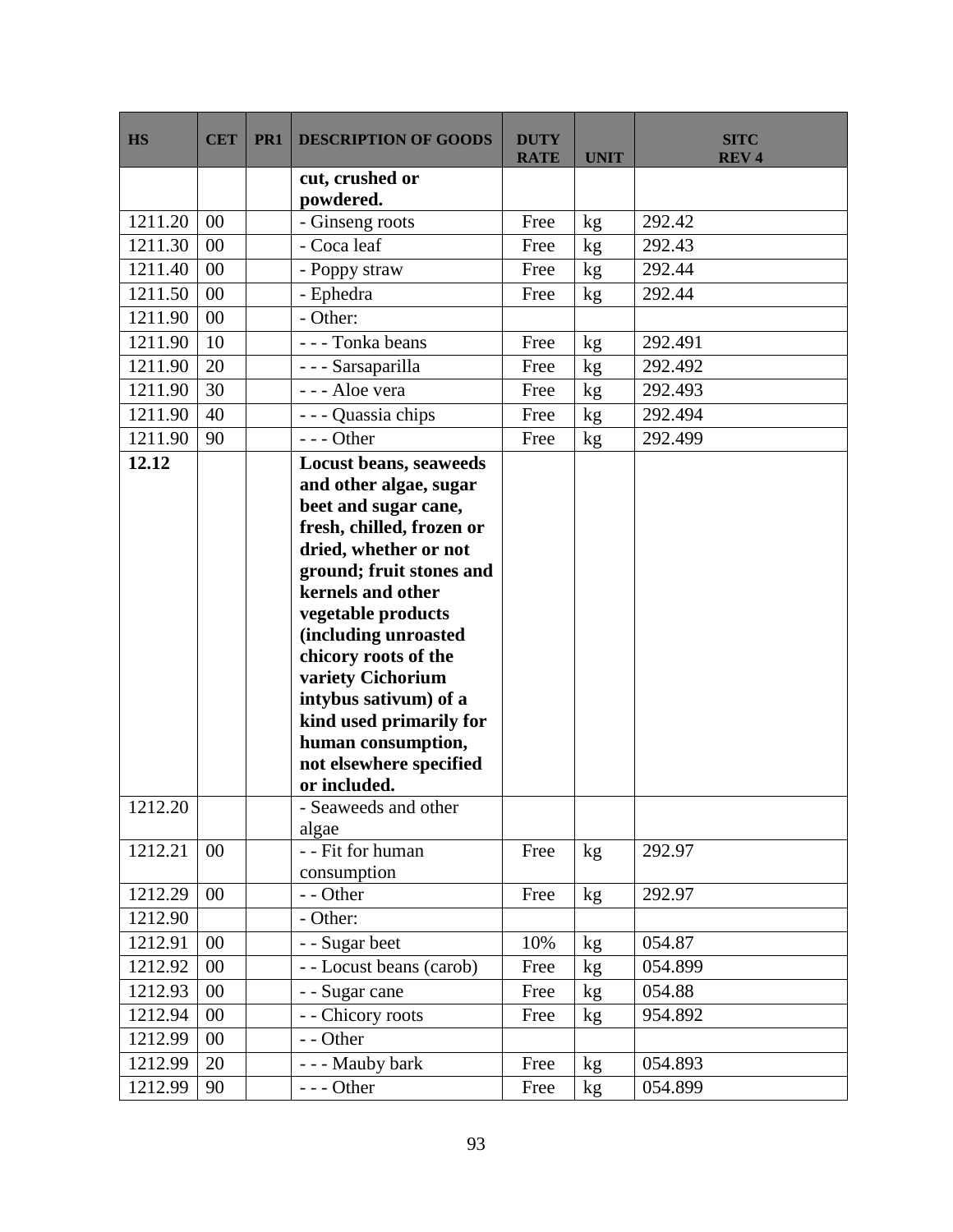| HS | CET | PR1 | DESCRIPTION OF GOODS | DUTY RATE | UNIT | SITC REV 4 |
|---|---|---|---|---|---|---|
| | | | **cut, crushed or powdered.** | | | |
| 1211.20 | 00 | | - Ginseng roots | Free | kg | 292.42 |
| 1211.30 | 00 | | - Coca leaf | Free | kg | 292.43 |
| 1211.40 | 00 | | - Poppy straw | Free | kg | 292.44 |
| 1211.50 | 00 | | - Ephedra | Free | kg | 292.44 |
| 1211.90 | 00 | | - Other: | | | |
| 1211.90 | 10 | | - - - Tonka beans | Free | kg | 292.491 |
| 1211.90 | 20 | | - - - Sarsaparilla | Free | kg | 292.492 |
| 1211.90 | 30 | | - - - Aloe vera | Free | kg | 292.493 |
| 1211.90 | 40 | | - - - Quassia chips | Free | kg | 292.494 |
| 1211.90 | 90 | | - - - Other | Free | kg | 292.499 |
| **12.12** | | | **Locust beans, seaweeds and other algae, sugar beet and sugar cane, fresh, chilled, frozen or dried, whether or not ground; fruit stones and kernels and other vegetable products (including unroasted chicory roots of the variety Cichorium intybus sativum) of a kind used primarily for human consumption, not elsewhere specified or included.** | | | |
| 1212.20 | | | - Seaweeds and other algae | | | |
| 1212.21 | 00 | | - - Fit for human consumption | Free | kg | 292.97 |
| 1212.29 | 00 | | - - Other | Free | kg | 292.97 |
| 1212.90 | | | - Other: | | | |
| 1212.91 | 00 | | - - Sugar beet | 10% | kg | 054.87 |
| 1212.92 | 00 | | - - Locust beans (carob) | Free | kg | 054.899 |
| 1212.93 | 00 | | - - Sugar cane | Free | kg | 054.88 |
| 1212.94 | 00 | | - - Chicory roots | Free | kg | 954.892 |
| 1212.99 | 00 | | - - Other | | | |
| 1212.99 | 20 | | - - - Mauby bark | Free | kg | 054.893 |
| 1212.99 | 90 | | - - - Other | Free | kg | 054.899 |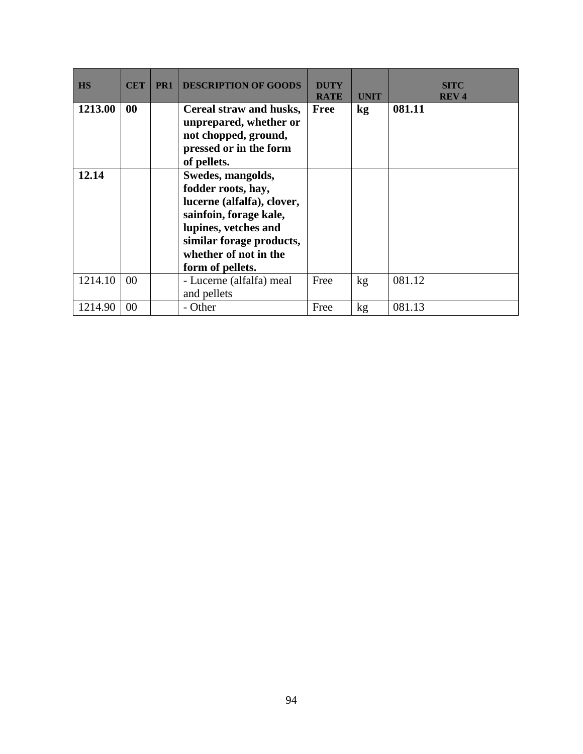| HS | CET | PR1 | DESCRIPTION OF GOODS | DUTY RATE | UNIT | SITC REV 4 |
|---|---|---|---|---|---|---|
| **1213.00** | **00** | | **Cereal straw and husks, unprepared, whether or not chopped, ground, pressed or in the form of pellets.** | **Free** | **kg** | **081.11** |
| **12.14** | | | **Swedes, mangolds, fodder roots, hay, lucerne (alfalfa), clover, sainfoin, forage kale, lupines, vetches and similar forage products, whether of not in the form of pellets.** | | | |
| 1214.10 | 00 | | - Lucerne (alfalfa) meal and pellets | Free | kg | 081.12 |
| 1214.90 | 00 | | - Other | Free | kg | 081.13 |